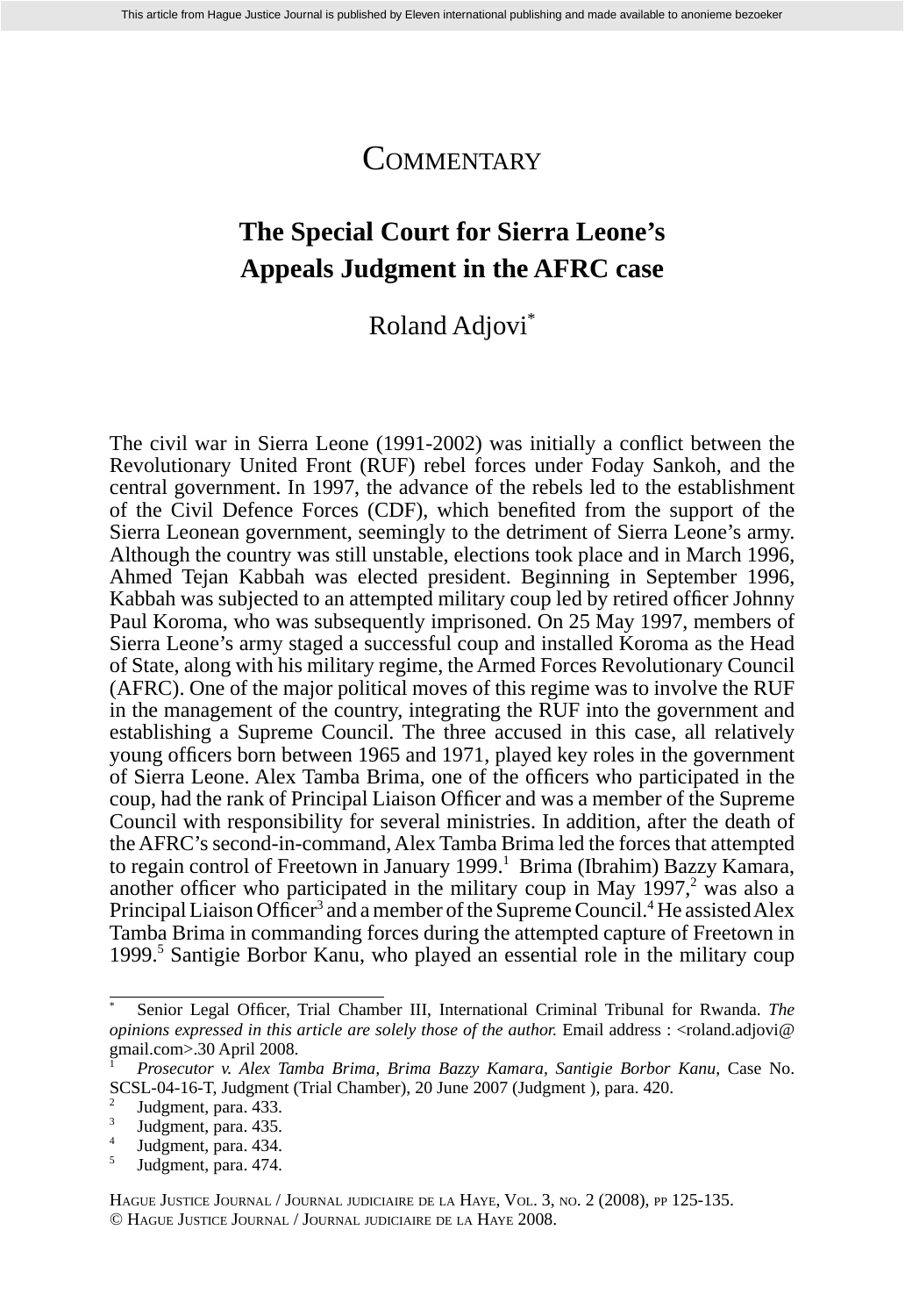# Commentary

## The Special Court for Sierra Leone's Appeals Judgment in the AFRC case

Roland Adjovi[*]

The civil war in Sierra Leone (1991-2002) was initially a conflict between the Revolutionary United Front (RUF) rebel forces under Foday Sankoh, and the central government. In 1997, the advance of the rebels led to the establishment of the Civil Defence Forces (CDF), which benefited from the support of the Sierra Leonean government, seemingly to the detriment of Sierra Leone's army. Although the country was still unstable, elections took place and in March 1996, Ahmed Tejan Kabbah was elected president. Beginning in September 1996, Kabbah was subjected to an attempted military coup led by retired officer Johnny Paul Koroma, who was subsequently imprisoned. On 25 May 1997, members of Sierra Leone's army staged a successful coup and installed Koroma as the Head of State, along with his military regime, the Armed Forces Revolutionary Council (AFRC). One of the major political moves of this regime was to involve the RUF in the management of the country, integrating the RUF into the government and establishing a Supreme Council. The three accused in this case, all relatively young officers born between 1965 and 1971, played key roles in the government of Sierra Leone. Alex Tamba Brima, one of the officers who participated in the coup, had the rank of Principal Liaison Officer and was a member of the Supreme Council with responsibility for several ministries. In addition, after the death of the AFRC's second-in-command, Alex Tamba Brima led the forces that attempted to regain control of Freetown in January 1999.[1] Brima (Ibrahim) Bazzy Kamara, another officer who participated in the military coup in May 1997,[2] was also a Principal Liaison Officer[3] and a member of the Supreme Council.[4] He assisted Alex Tamba Brima in commanding forces during the attempted capture of Freetown in 1999.[5] Santigie Borbor Kanu, who played an essential role in the military coup

---

[*] Senior Legal Officer, Trial Chamber III, International Criminal Tribunal for Rwanda. *The opinions expressed in this article are solely those of the author.* Email address : <roland.adjovi@gmail.com>.30 April 2008.

[1] *Prosecutor v. Alex Tamba Brima, Brima Bazzy Kamara, Santigie Borbor Kanu*, Case No. SCSL-04-16-T, Judgment (Trial Chamber), 20 June 2007 (Judgment ), para. 420.

[2] Judgment, para. 433.

[3] Judgment, para. 435.

[4] Judgment, para. 434.

[5] Judgment, para. 474.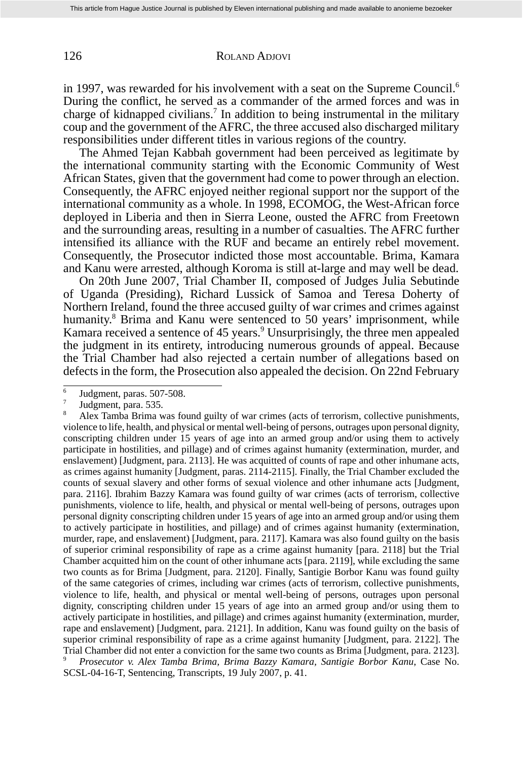in 1997, was rewarded for his involvement with a seat on the Supreme Council.[6] During the conflict, he served as a commander of the armed forces and was in charge of kidnapped civilians.[7] In addition to being instrumental in the military coup and the government of the AFRC, the three accused also discharged military responsibilities under different titles in various regions of the country.

The Ahmed Tejan Kabbah government had been perceived as legitimate by the international community starting with the Economic Community of West African States, given that the government had come to power through an election. Consequently, the AFRC enjoyed neither regional support nor the support of the international community as a whole. In 1998, ECOMOG, the West-African force deployed in Liberia and then in Sierra Leone, ousted the AFRC from Freetown and the surrounding areas, resulting in a number of casualties. The AFRC further intensified its alliance with the RUF and became an entirely rebel movement. Consequently, the Prosecutor indicted those most accountable. Brima, Kamara and Kanu were arrested, although Koroma is still at-large and may well be dead.

On 20th June 2007, Trial Chamber II, composed of Judges Julia Sebutinde of Uganda (Presiding), Richard Lussick of Samoa and Teresa Doherty of Northern Ireland, found the three accused guilty of war crimes and crimes against humanity.[8] Brima and Kanu were sentenced to 50 years' imprisonment, while Kamara received a sentence of 45 years.[9] Unsurprisingly, the three men appealed the judgment in its entirety, introducing numerous grounds of appeal. Because the Trial Chamber had also rejected a certain number of allegations based on defects in the form, the Prosecution also appealed the decision. On 22nd February

---

[6] Judgment, paras. 507-508.

[7] Judgment, para. 535.

[8] Alex Tamba Brima was found guilty of war crimes (acts of terrorism, collective punishments, violence to life, health, and physical or mental well-being of persons, outrages upon personal dignity, conscripting children under 15 years of age into an armed group and/or using them to actively participate in hostilities, and pillage) and of crimes against humanity (extermination, murder, and enslavement) [Judgment, para. 2113]. He was acquitted of counts of rape and other inhumane acts, as crimes against humanity [Judgment, paras. 2114-2115]. Finally, the Trial Chamber excluded the counts of sexual slavery and other forms of sexual violence and other inhumane acts [Judgment, para. 2116]. Ibrahim Bazzy Kamara was found guilty of war crimes (acts of terrorism, collective punishments, violence to life, health, and physical or mental well-being of persons, outrages upon personal dignity conscripting children under 15 years of age into an armed group and/or using them to actively participate in hostilities, and pillage) and of crimes against humanity (extermination, murder, rape, and enslavement) [Judgment, para. 2117]. Kamara was also found guilty on the basis of superior criminal responsibility of rape as a crime against humanity [para. 2118] but the Trial Chamber acquitted him on the count of other inhumane acts [para. 2119], while excluding the same two counts as for Brima [Judgment, para. 2120]. Finally, Santigie Borbor Kanu was found guilty of the same categories of crimes, including war crimes (acts of terrorism, collective punishments, violence to life, health, and physical or mental well-being of persons, outrages upon personal dignity, conscripting children under 15 years of age into an armed group and/or using them to actively participate in hostilities, and pillage) and crimes against humanity (extermination, murder, rape and enslavement) [Judgment, para. 2121]. In addition, Kanu was found guilty on the basis of superior criminal responsibility of rape as a crime against humanity [Judgment, para. 2122]. The Trial Chamber did not enter a conviction for the same two counts as Brima [Judgment, para. 2123].

[9] *Prosecutor v. Alex Tamba Brima, Brima Bazzy Kamara, Santigie Borbor Kanu*, Case No. SCSL-04-16-T, Sentencing, Transcripts, 19 July 2007, p. 41.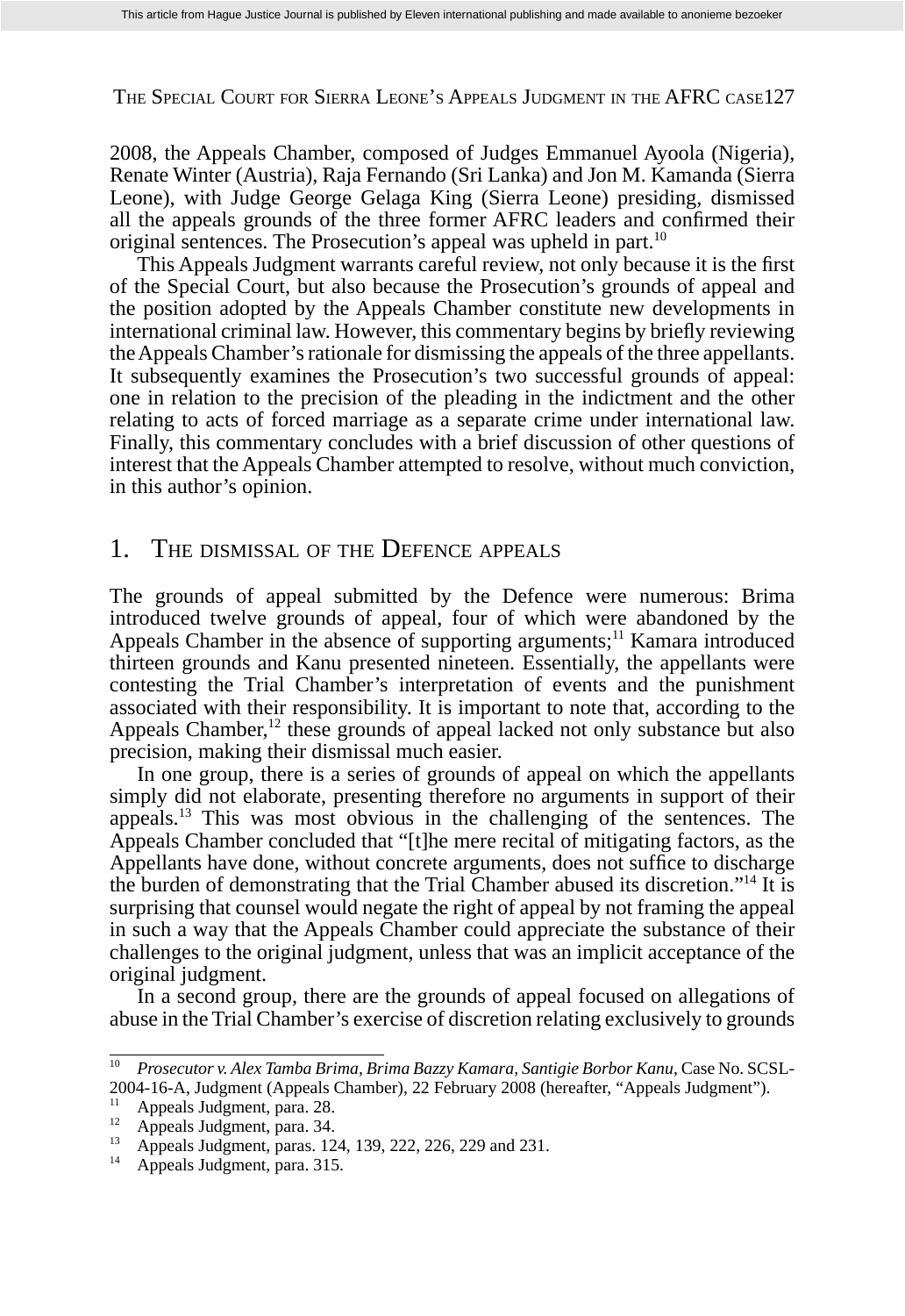2008, the Appeals Chamber, composed of Judges Emmanuel Ayoola (Nigeria), Renate Winter (Austria), Raja Fernando (Sri Lanka) and Jon M. Kamanda (Sierra Leone), with Judge George Gelaga King (Sierra Leone) presiding, dismissed all the appeals grounds of the three former AFRC leaders and confirmed their original sentences. The Prosecution's appeal was upheld in part.[10]

This Appeals Judgment warrants careful review, not only because it is the first of the Special Court, but also because the Prosecution's grounds of appeal and the position adopted by the Appeals Chamber constitute new developments in international criminal law. However, this commentary begins by briefly reviewing the Appeals Chamber's rationale for dismissing the appeals of the three appellants. It subsequently examines the Prosecution's two successful grounds of appeal: one in relation to the precision of the pleading in the indictment and the other relating to acts of forced marriage as a separate crime under international law. Finally, this commentary concludes with a brief discussion of other questions of interest that the Appeals Chamber attempted to resolve, without much conviction, in this author's opinion.

## 1. The dismissal of the Defence appeals

The grounds of appeal submitted by the Defence were numerous: Brima introduced twelve grounds of appeal, four of which were abandoned by the Appeals Chamber in the absence of supporting arguments;[11] Kamara introduced thirteen grounds and Kanu presented nineteen. Essentially, the appellants were contesting the Trial Chamber's interpretation of events and the punishment associated with their responsibility. It is important to note that, according to the Appeals Chamber,[12] these grounds of appeal lacked not only substance but also precision, making their dismissal much easier.

In one group, there is a series of grounds of appeal on which the appellants simply did not elaborate, presenting therefore no arguments in support of their appeals.[13] This was most obvious in the challenging of the sentences. The Appeals Chamber concluded that "[t]he mere recital of mitigating factors, as the Appellants have done, without concrete arguments, does not suffice to discharge the burden of demonstrating that the Trial Chamber abused its discretion."[14] It is surprising that counsel would negate the right of appeal by not framing the appeal in such a way that the Appeals Chamber could appreciate the substance of their challenges to the original judgment, unless that was an implicit acceptance of the original judgment.

In a second group, there are the grounds of appeal focused on allegations of abuse in the Trial Chamber's exercise of discretion relating exclusively to grounds

---

[10] *Prosecutor v. Alex Tamba Brima, Brima Bazzy Kamara, Santigie Borbor Kanu*, Case No. SCSL-2004-16-A, Judgment (Appeals Chamber), 22 February 2008 (hereafter, "Appeals Judgment").

[11] Appeals Judgment, para. 28.

[12] Appeals Judgment, para. 34.

[13] Appeals Judgment, paras. 124, 139, 222, 226, 229 and 231.

[14] Appeals Judgment, para. 315.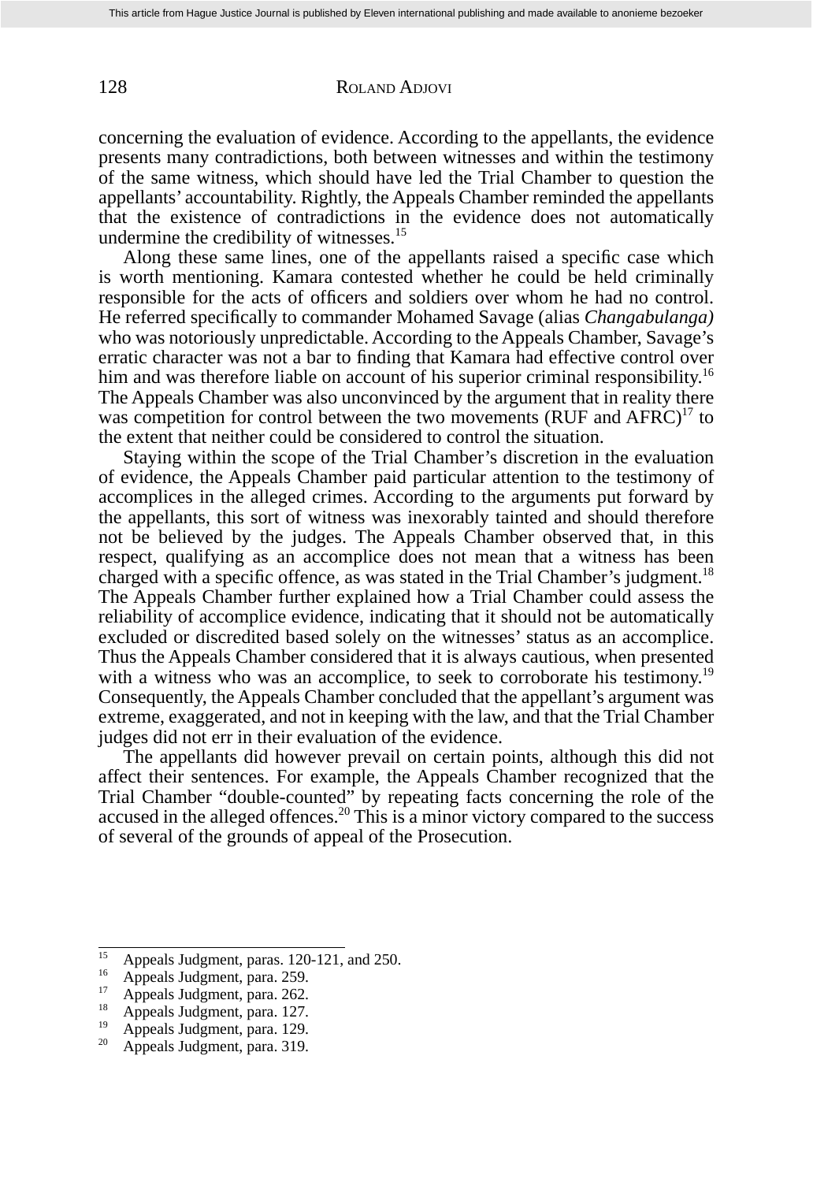concerning the evaluation of evidence. According to the appellants, the evidence presents many contradictions, both between witnesses and within the testimony of the same witness, which should have led the Trial Chamber to question the appellants' accountability. Rightly, the Appeals Chamber reminded the appellants that the existence of contradictions in the evidence does not automatically undermine the credibility of witnesses.[15]

Along these same lines, one of the appellants raised a specific case which is worth mentioning. Kamara contested whether he could be held criminally responsible for the acts of officers and soldiers over whom he had no control. He referred specifically to commander Mohamed Savage (alias *Changabulanga)* who was notoriously unpredictable. According to the Appeals Chamber, Savage's erratic character was not a bar to finding that Kamara had effective control over him and was therefore liable on account of his superior criminal responsibility.[16] The Appeals Chamber was also unconvinced by the argument that in reality there was competition for control between the two movements (RUF and AFRC)[17] to the extent that neither could be considered to control the situation.

Staying within the scope of the Trial Chamber's discretion in the evaluation of evidence, the Appeals Chamber paid particular attention to the testimony of accomplices in the alleged crimes. According to the arguments put forward by the appellants, this sort of witness was inexorably tainted and should therefore not be believed by the judges. The Appeals Chamber observed that, in this respect, qualifying as an accomplice does not mean that a witness has been charged with a specific offence, as was stated in the Trial Chamber's judgment.[18] The Appeals Chamber further explained how a Trial Chamber could assess the reliability of accomplice evidence, indicating that it should not be automatically excluded or discredited based solely on the witnesses' status as an accomplice. Thus the Appeals Chamber considered that it is always cautious, when presented with a witness who was an accomplice, to seek to corroborate his testimony.[19] Consequently, the Appeals Chamber concluded that the appellant's argument was extreme, exaggerated, and not in keeping with the law, and that the Trial Chamber judges did not err in their evaluation of the evidence.

The appellants did however prevail on certain points, although this did not affect their sentences. For example, the Appeals Chamber recognized that the Trial Chamber "double-counted" by repeating facts concerning the role of the accused in the alleged offences.[20] This is a minor victory compared to the success of several of the grounds of appeal of the Prosecution.

---

[15] Appeals Judgment, paras. 120-121, and 250.

[16] Appeals Judgment, para. 259.

[17] Appeals Judgment, para. 262.

[18] Appeals Judgment, para. 127.

[19] Appeals Judgment, para. 129.

[20] Appeals Judgment, para. 319.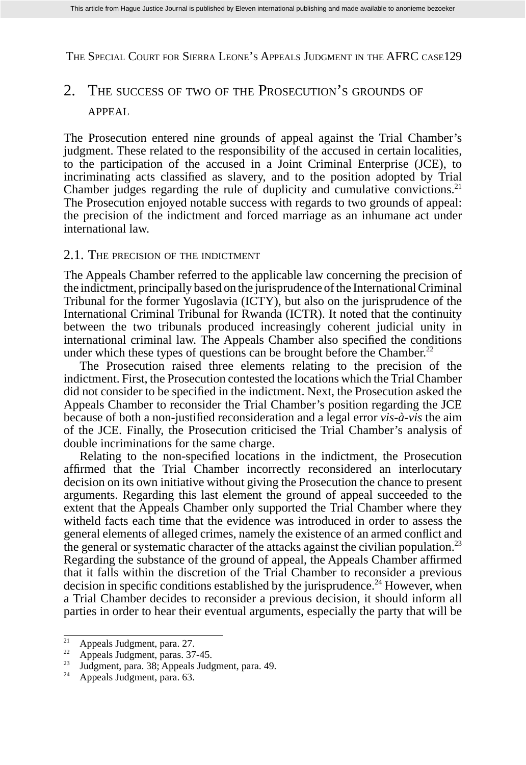## 2. The success of two of the Prosecution's grounds of appeal

The Prosecution entered nine grounds of appeal against the Trial Chamber's judgment. These related to the responsibility of the accused in certain localities, to the participation of the accused in a Joint Criminal Enterprise (JCE), to incriminating acts classified as slavery, and to the position adopted by Trial Chamber judges regarding the rule of duplicity and cumulative convictions.[21] The Prosecution enjoyed notable success with regards to two grounds of appeal: the precision of the indictment and forced marriage as an inhumane act under international law.

### 2.1. The precision of the indictment

The Appeals Chamber referred to the applicable law concerning the precision of the indictment, principally based on the jurisprudence of the International Criminal Tribunal for the former Yugoslavia (ICTY), but also on the jurisprudence of the International Criminal Tribunal for Rwanda (ICTR). It noted that the continuity between the two tribunals produced increasingly coherent judicial unity in international criminal law. The Appeals Chamber also specified the conditions under which these types of questions can be brought before the Chamber.[22]

The Prosecution raised three elements relating to the precision of the indictment. First, the Prosecution contested the locations which the Trial Chamber did not consider to be specified in the indictment. Next, the Prosecution asked the Appeals Chamber to reconsider the Trial Chamber's position regarding the JCE because of both a non-justified reconsideration and a legal error *vis-à-vis* the aim of the JCE. Finally, the Prosecution criticised the Trial Chamber's analysis of double incriminations for the same charge.

Relating to the non-specified locations in the indictment, the Prosecution affirmed that the Trial Chamber incorrectly reconsidered an interlocutary decision on its own initiative without giving the Prosecution the chance to present arguments. Regarding this last element the ground of appeal succeeded to the extent that the Appeals Chamber only supported the Trial Chamber where they witheld facts each time that the evidence was introduced in order to assess the general elements of alleged crimes, namely the existence of an armed conflict and the general or systematic character of the attacks against the civilian population.[23] Regarding the substance of the ground of appeal, the Appeals Chamber affirmed that it falls within the discretion of the Trial Chamber to reconsider a previous decision in specific conditions established by the jurisprudence.[24] However, when a Trial Chamber decides to reconsider a previous decision, it should inform all parties in order to hear their eventual arguments, especially the party that will be

[21] Appeals Judgment, para. 27.

[22] Appeals Judgment, paras. 37-45.

[23] Judgment, para. 38; Appeals Judgment, para. 49.

[24] Appeals Judgment, para. 63.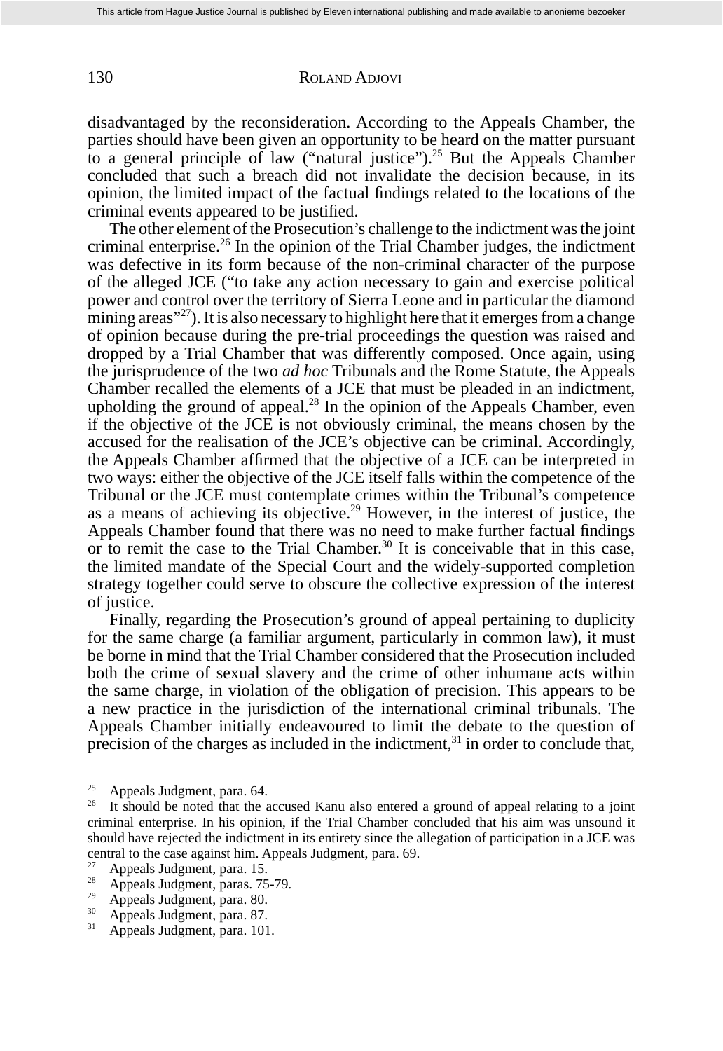disadvantaged by the reconsideration. According to the Appeals Chamber, the parties should have been given an opportunity to be heard on the matter pursuant to a general principle of law ("natural justice").[25] But the Appeals Chamber concluded that such a breach did not invalidate the decision because, in its opinion, the limited impact of the factual findings related to the locations of the criminal events appeared to be justified.

The other element of the Prosecution's challenge to the indictment was the joint criminal enterprise.[26] In the opinion of the Trial Chamber judges, the indictment was defective in its form because of the non-criminal character of the purpose of the alleged JCE ("to take any action necessary to gain and exercise political power and control over the territory of Sierra Leone and in particular the diamond mining areas"[27]). It is also necessary to highlight here that it emerges from a change of opinion because during the pre-trial proceedings the question was raised and dropped by a Trial Chamber that was differently composed. Once again, using the jurisprudence of the two *ad hoc* Tribunals and the Rome Statute, the Appeals Chamber recalled the elements of a JCE that must be pleaded in an indictment, upholding the ground of appeal.[28] In the opinion of the Appeals Chamber, even if the objective of the JCE is not obviously criminal, the means chosen by the accused for the realisation of the JCE's objective can be criminal. Accordingly, the Appeals Chamber affirmed that the objective of a JCE can be interpreted in two ways: either the objective of the JCE itself falls within the competence of the Tribunal or the JCE must contemplate crimes within the Tribunal's competence as a means of achieving its objective.[29] However, in the interest of justice, the Appeals Chamber found that there was no need to make further factual findings or to remit the case to the Trial Chamber.[30] It is conceivable that in this case, the limited mandate of the Special Court and the widely-supported completion strategy together could serve to obscure the collective expression of the interest of justice.

Finally, regarding the Prosecution's ground of appeal pertaining to duplicity for the same charge (a familiar argument, particularly in common law), it must be borne in mind that the Trial Chamber considered that the Prosecution included both the crime of sexual slavery and the crime of other inhumane acts within the same charge, in violation of the obligation of precision. This appears to be a new practice in the jurisdiction of the international criminal tribunals. The Appeals Chamber initially endeavoured to limit the debate to the question of precision of the charges as included in the indictment,[31] in order to conclude that,

---

[25] Appeals Judgment, para. 64.

[26] It should be noted that the accused Kanu also entered a ground of appeal relating to a joint criminal enterprise. In his opinion, if the Trial Chamber concluded that his aim was unsound it should have rejected the indictment in its entirety since the allegation of participation in a JCE was central to the case against him. Appeals Judgment, para. 69.

[27] Appeals Judgment, para. 15.

[28] Appeals Judgment, paras. 75-79.

[29] Appeals Judgment, para. 80.

[30] Appeals Judgment, para. 87.

[31] Appeals Judgment, para. 101.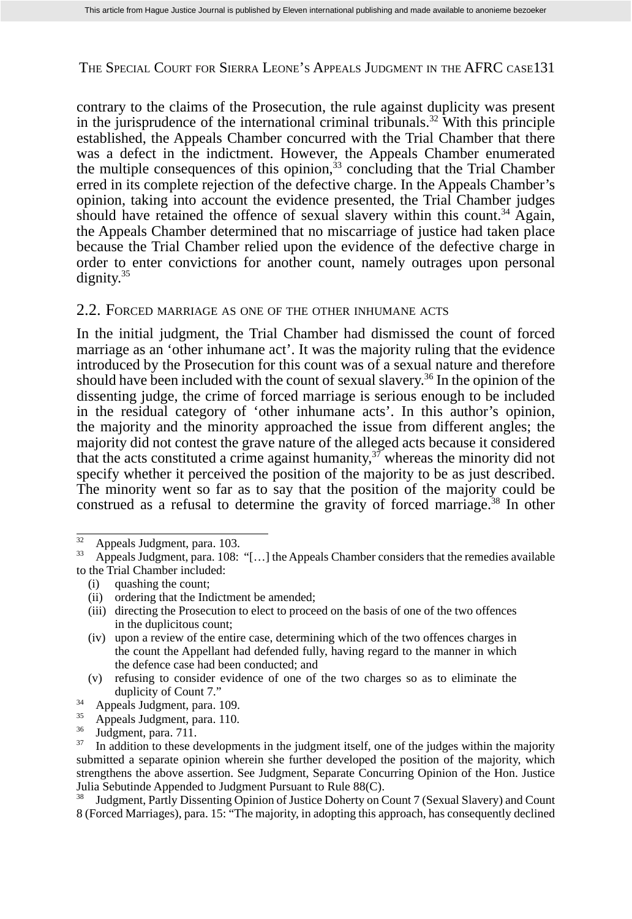contrary to the claims of the Prosecution, the rule against duplicity was present in the jurisprudence of the international criminal tribunals.[32] With this principle established, the Appeals Chamber concurred with the Trial Chamber that there was a defect in the indictment. However, the Appeals Chamber enumerated the multiple consequences of this opinion,[33] concluding that the Trial Chamber erred in its complete rejection of the defective charge. In the Appeals Chamber's opinion, taking into account the evidence presented, the Trial Chamber judges should have retained the offence of sexual slavery within this count.[34] Again, the Appeals Chamber determined that no miscarriage of justice had taken place because the Trial Chamber relied upon the evidence of the defective charge in order to enter convictions for another count, namely outrages upon personal dignity.[35]

## 2.2. Forced marriage as one of the other inhumane acts

In the initial judgment, the Trial Chamber had dismissed the count of forced marriage as an 'other inhumane act'. It was the majority ruling that the evidence introduced by the Prosecution for this count was of a sexual nature and therefore should have been included with the count of sexual slavery.[36] In the opinion of the dissenting judge, the crime of forced marriage is serious enough to be included in the residual category of 'other inhumane acts'. In this author's opinion, the majority and the minority approached the issue from different angles; the majority did not contest the grave nature of the alleged acts because it considered that the acts constituted a crime against humanity,[37] whereas the minority did not specify whether it perceived the position of the majority to be as just described. The minority went so far as to say that the position of the majority could be construed as a refusal to determine the gravity of forced marriage.[38] In other

---

[32] Appeals Judgment, para. 103.

[33] Appeals Judgment, para. 108: "[…] the Appeals Chamber considers that the remedies available to the Trial Chamber included:
- (i) quashing the count;
- (ii) ordering that the Indictment be amended;
- (iii) directing the Prosecution to elect to proceed on the basis of one of the two offences in the duplicitous count;
- (iv) upon a review of the entire case, determining which of the two offences charges in the count the Appellant had defended fully, having regard to the manner in which the defence case had been conducted; and
- (v) refusing to consider evidence of one of the two charges so as to eliminate the duplicity of Count 7."

[34] Appeals Judgment, para. 109.

[35] Appeals Judgment, para. 110.

[36] Judgment, para. 711.

[37] In addition to these developments in the judgment itself, one of the judges within the majority submitted a separate opinion wherein she further developed the position of the majority, which strengthens the above assertion. See Judgment, Separate Concurring Opinion of the Hon. Justice Julia Sebutinde Appended to Judgment Pursuant to Rule 88(C).

[38] Judgment, Partly Dissenting Opinion of Justice Doherty on Count 7 (Sexual Slavery) and Count 8 (Forced Marriages), para. 15: "The majority, in adopting this approach, has consequently declined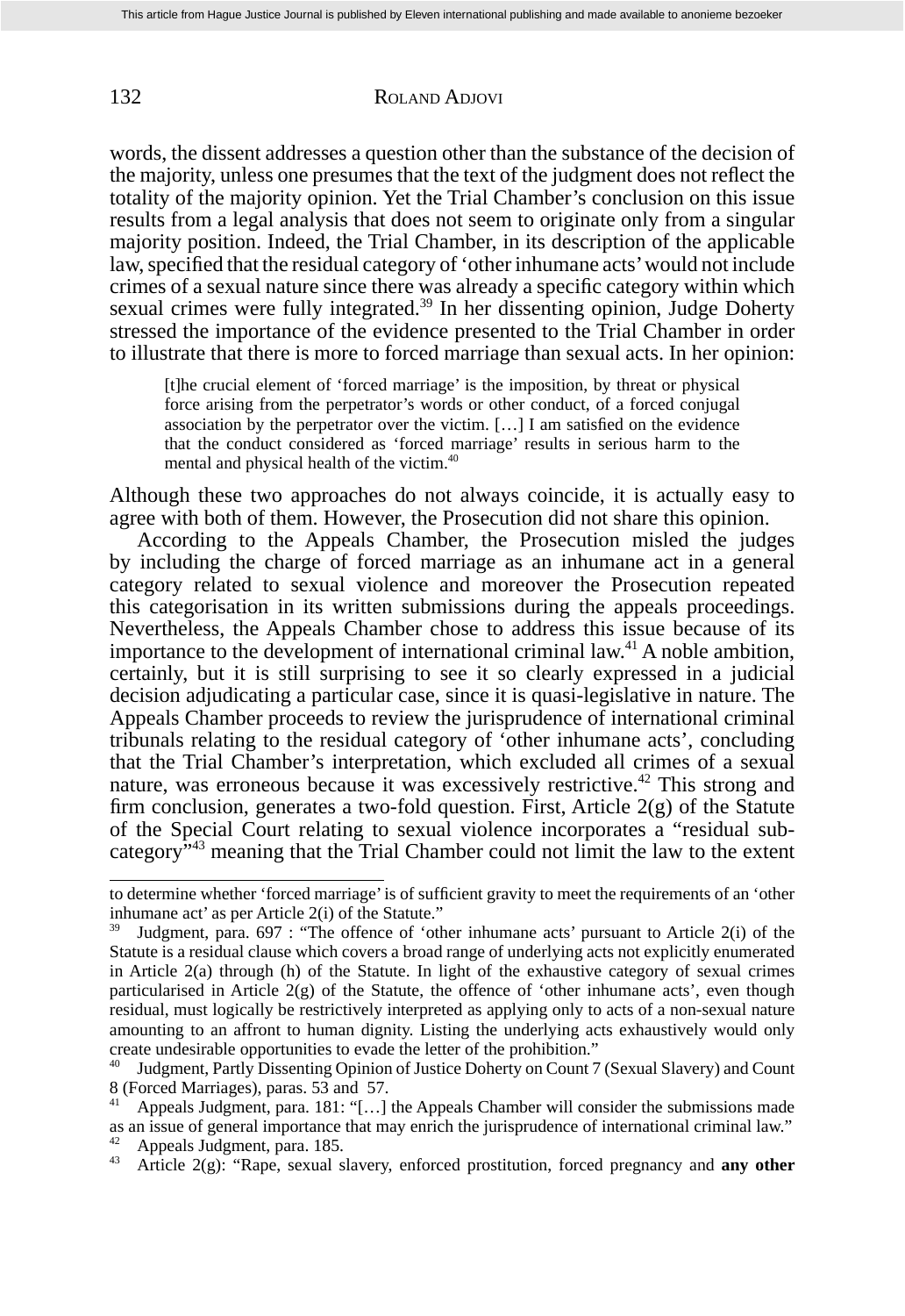words, the dissent addresses a question other than the substance of the decision of the majority, unless one presumes that the text of the judgment does not reflect the totality of the majority opinion. Yet the Trial Chamber's conclusion on this issue results from a legal analysis that does not seem to originate only from a singular majority position. Indeed, the Trial Chamber, in its description of the applicable law, specified that the residual category of 'other inhumane acts' would not include crimes of a sexual nature since there was already a specific category within which sexual crimes were fully integrated.[39] In her dissenting opinion, Judge Doherty stressed the importance of the evidence presented to the Trial Chamber in order to illustrate that there is more to forced marriage than sexual acts. In her opinion:

> [t]he crucial element of 'forced marriage' is the imposition, by threat or physical force arising from the perpetrator's words or other conduct, of a forced conjugal association by the perpetrator over the victim. […] I am satisfied on the evidence that the conduct considered as 'forced marriage' results in serious harm to the mental and physical health of the victim.[40]

Although these two approaches do not always coincide, it is actually easy to agree with both of them. However, the Prosecution did not share this opinion.

According to the Appeals Chamber, the Prosecution misled the judges by including the charge of forced marriage as an inhumane act in a general category related to sexual violence and moreover the Prosecution repeated this categorisation in its written submissions during the appeals proceedings. Nevertheless, the Appeals Chamber chose to address this issue because of its importance to the development of international criminal law.[41] A noble ambition, certainly, but it is still surprising to see it so clearly expressed in a judicial decision adjudicating a particular case, since it is quasi-legislative in nature. The Appeals Chamber proceeds to review the jurisprudence of international criminal tribunals relating to the residual category of 'other inhumane acts', concluding that the Trial Chamber's interpretation, which excluded all crimes of a sexual nature, was erroneous because it was excessively restrictive.[42] This strong and firm conclusion, generates a two-fold question. First, Article 2(g) of the Statute of the Special Court relating to sexual violence incorporates a "residual sub-category"[43] meaning that the Trial Chamber could not limit the law to the extent

---

to determine whether 'forced marriage' is of sufficient gravity to meet the requirements of an 'other inhumane act' as per Article 2(i) of the Statute."

[39] Judgment, para. 697 : "The offence of 'other inhumane acts' pursuant to Article 2(i) of the Statute is a residual clause which covers a broad range of underlying acts not explicitly enumerated in Article 2(a) through (h) of the Statute. In light of the exhaustive category of sexual crimes particularised in Article 2(g) of the Statute, the offence of 'other inhumane acts', even though residual, must logically be restrictively interpreted as applying only to acts of a non-sexual nature amounting to an affront to human dignity. Listing the underlying acts exhaustively would only create undesirable opportunities to evade the letter of the prohibition."

[40] Judgment, Partly Dissenting Opinion of Justice Doherty on Count 7 (Sexual Slavery) and Count 8 (Forced Marriages), paras. 53 and 57.

[41] Appeals Judgment, para. 181: "[…] the Appeals Chamber will consider the submissions made as an issue of general importance that may enrich the jurisprudence of international criminal law."

[42] Appeals Judgment, para. 185.

[43] Article 2(g): "Rape, sexual slavery, enforced prostitution, forced pregnancy and **any other**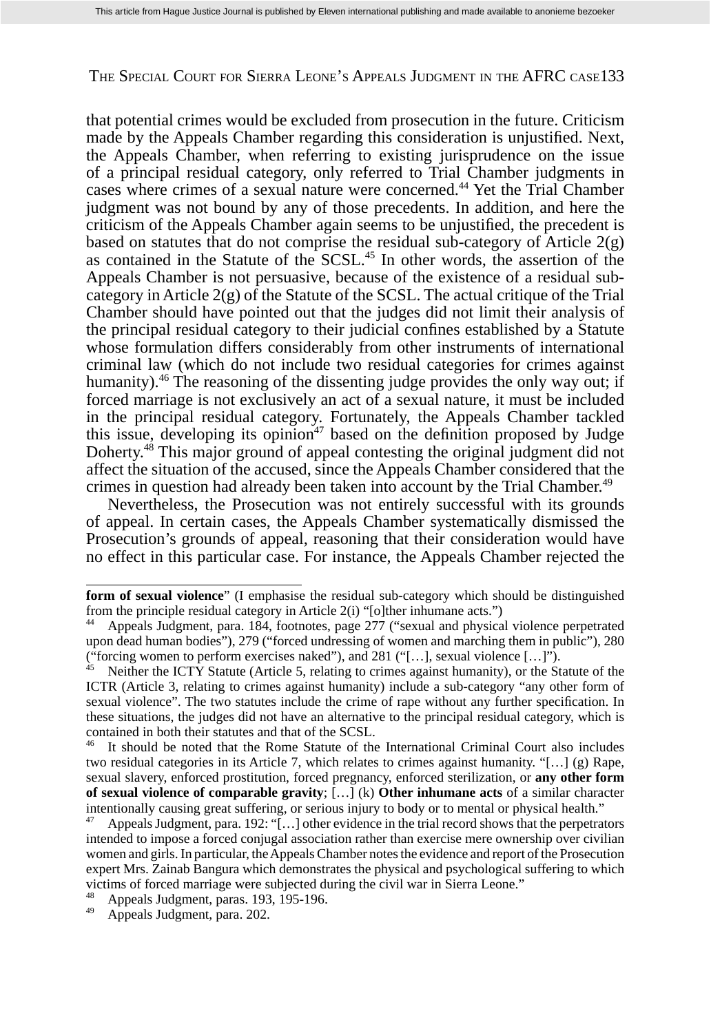that potential crimes would be excluded from prosecution in the future. Criticism made by the Appeals Chamber regarding this consideration is unjustified. Next, the Appeals Chamber, when referring to existing jurisprudence on the issue of a principal residual category, only referred to Trial Chamber judgments in cases where crimes of a sexual nature were concerned.[44] Yet the Trial Chamber judgment was not bound by any of those precedents. In addition, and here the criticism of the Appeals Chamber again seems to be unjustified, the precedent is based on statutes that do not comprise the residual sub-category of Article 2(g) as contained in the Statute of the SCSL.[45] In other words, the assertion of the Appeals Chamber is not persuasive, because of the existence of a residual sub-category in Article 2(g) of the Statute of the SCSL. The actual critique of the Trial Chamber should have pointed out that the judges did not limit their analysis of the principal residual category to their judicial confines established by a Statute whose formulation differs considerably from other instruments of international criminal law (which do not include two residual categories for crimes against humanity).[46] The reasoning of the dissenting judge provides the only way out; if forced marriage is not exclusively an act of a sexual nature, it must be included in the principal residual category. Fortunately, the Appeals Chamber tackled this issue, developing its opinion[47] based on the definition proposed by Judge Doherty.[48] This major ground of appeal contesting the original judgment did not affect the situation of the accused, since the Appeals Chamber considered that the crimes in question had already been taken into account by the Trial Chamber.[49]

Nevertheless, the Prosecution was not entirely successful with its grounds of appeal. In certain cases, the Appeals Chamber systematically dismissed the Prosecution's grounds of appeal, reasoning that their consideration would have no effect in this particular case. For instance, the Appeals Chamber rejected the

---

**form of sexual violence**" (I emphasise the residual sub-category which should be distinguished from the principle residual category in Article 2(i) "[o]ther inhumane acts.")

[44] Appeals Judgment, para. 184, footnotes, page 277 ("sexual and physical violence perpetrated upon dead human bodies"), 279 ("forced undressing of women and marching them in public"), 280 ("forcing women to perform exercises naked"), and 281 ("[…], sexual violence […]").

[45] Neither the ICTY Statute (Article 5, relating to crimes against humanity), or the Statute of the ICTR (Article 3, relating to crimes against humanity) include a sub-category "any other form of sexual violence". The two statutes include the crime of rape without any further specification. In these situations, the judges did not have an alternative to the principal residual category, which is contained in both their statutes and that of the SCSL.

[46] It should be noted that the Rome Statute of the International Criminal Court also includes two residual categories in its Article 7, which relates to crimes against humanity. "[…] (g) Rape, sexual slavery, enforced prostitution, forced pregnancy, enforced sterilization, or **any other form of sexual violence of comparable gravity**; […] (k) **Other inhumane acts** of a similar character intentionally causing great suffering, or serious injury to body or to mental or physical health."

[47] Appeals Judgment, para. 192: "[…] other evidence in the trial record shows that the perpetrators intended to impose a forced conjugal association rather than exercise mere ownership over civilian women and girls. In particular, the Appeals Chamber notes the evidence and report of the Prosecution expert Mrs. Zainab Bangura which demonstrates the physical and psychological suffering to which victims of forced marriage were subjected during the civil war in Sierra Leone."

[48] Appeals Judgment, paras. 193, 195-196.

[49] Appeals Judgment, para. 202.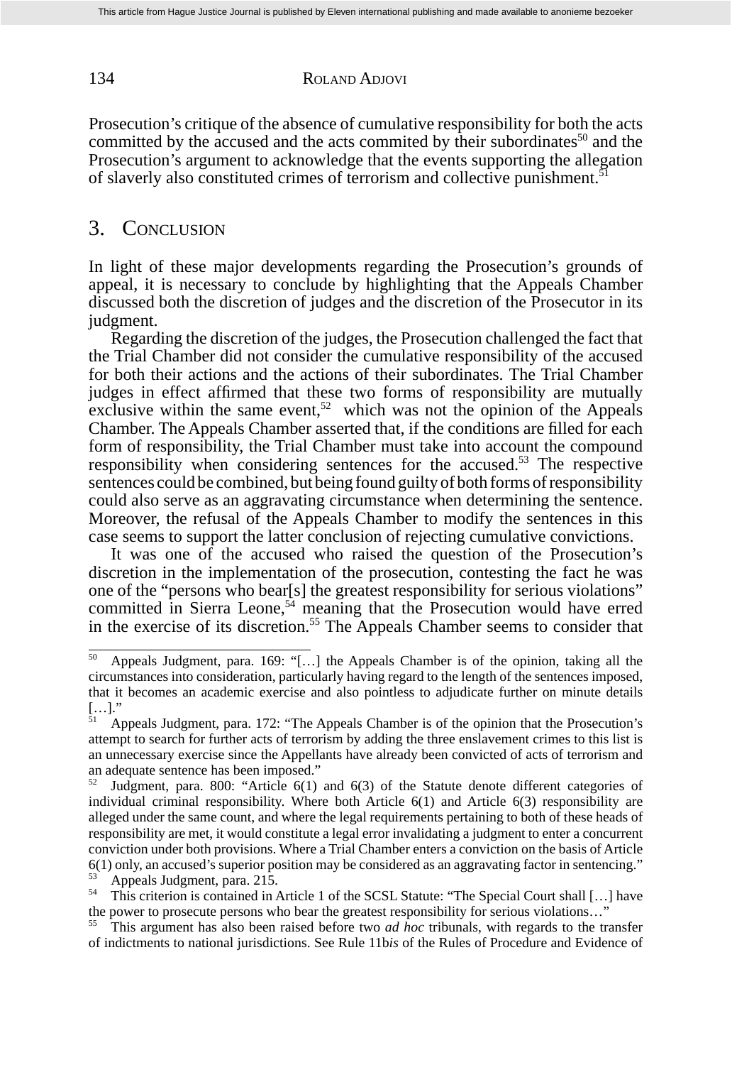Prosecution's critique of the absence of cumulative responsibility for both the acts committed by the accused and the acts commited by their subordinates[50] and the Prosecution's argument to acknowledge that the events supporting the allegation of slaverly also constituted crimes of terrorism and collective punishment.[51]

## 3. Conclusion

In light of these major developments regarding the Prosecution's grounds of appeal, it is necessary to conclude by highlighting that the Appeals Chamber discussed both the discretion of judges and the discretion of the Prosecutor in its judgment.

Regarding the discretion of the judges, the Prosecution challenged the fact that the Trial Chamber did not consider the cumulative responsibility of the accused for both their actions and the actions of their subordinates. The Trial Chamber judges in effect affirmed that these two forms of responsibility are mutually exclusive within the same event,[52] which was not the opinion of the Appeals Chamber. The Appeals Chamber asserted that, if the conditions are filled for each form of responsibility, the Trial Chamber must take into account the compound responsibility when considering sentences for the accused.[53] The respective sentences could be combined, but being found guilty of both forms of responsibility could also serve as an aggravating circumstance when determining the sentence. Moreover, the refusal of the Appeals Chamber to modify the sentences in this case seems to support the latter conclusion of rejecting cumulative convictions.

It was one of the accused who raised the question of the Prosecution's discretion in the implementation of the prosecution, contesting the fact he was one of the "persons who bear[s] the greatest responsibility for serious violations" committed in Sierra Leone,[54] meaning that the Prosecution would have erred in the exercise of its discretion.[55] The Appeals Chamber seems to consider that

---

[50] Appeals Judgment, para. 169: "[…] the Appeals Chamber is of the opinion, taking all the circumstances into consideration, particularly having regard to the length of the sentences imposed, that it becomes an academic exercise and also pointless to adjudicate further on minute details […]."

[51] Appeals Judgment, para. 172: "The Appeals Chamber is of the opinion that the Prosecution's attempt to search for further acts of terrorism by adding the three enslavement crimes to this list is an unnecessary exercise since the Appellants have already been convicted of acts of terrorism and an adequate sentence has been imposed."

[52] Judgment, para. 800: "Article 6(1) and 6(3) of the Statute denote different categories of individual criminal responsibility. Where both Article 6(1) and Article 6(3) responsibility are alleged under the same count, and where the legal requirements pertaining to both of these heads of responsibility are met, it would constitute a legal error invalidating a judgment to enter a concurrent conviction under both provisions. Where a Trial Chamber enters a conviction on the basis of Article 6(1) only, an accused's superior position may be considered as an aggravating factor in sentencing."

[53] Appeals Judgment, para. 215.

[54] This criterion is contained in Article 1 of the SCSL Statute: "The Special Court shall […] have the power to prosecute persons who bear the greatest responsibility for serious violations…"

[55] This argument has also been raised before two *ad hoc* tribunals, with regards to the transfer of indictments to national jurisdictions. See Rule 11b*is* of the Rules of Procedure and Evidence of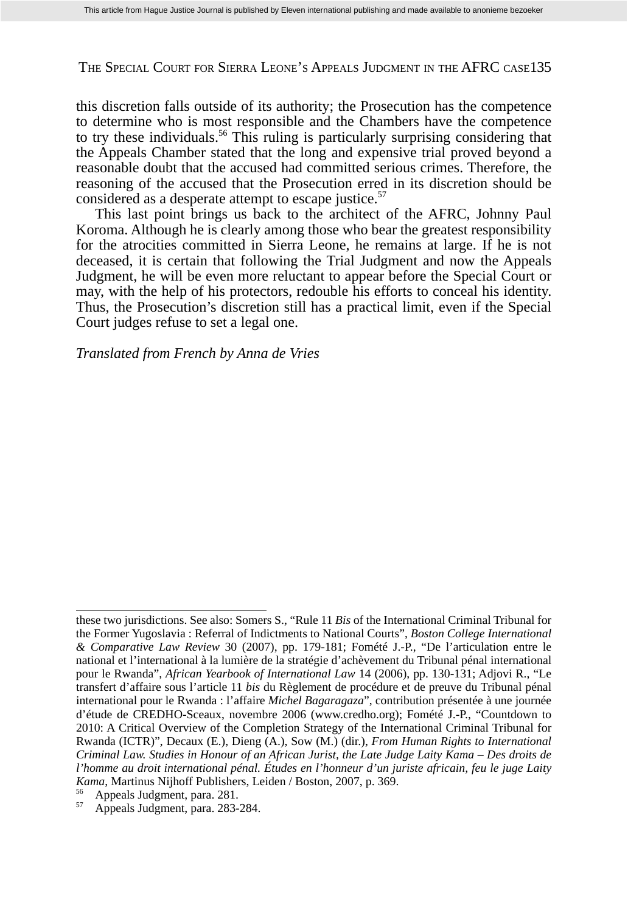this discretion falls outside of its authority; the Prosecution has the competence to determine who is most responsible and the Chambers have the competence to try these individuals.[56] This ruling is particularly surprising considering that the Appeals Chamber stated that the long and expensive trial proved beyond a reasonable doubt that the accused had committed serious crimes. Therefore, the reasoning of the accused that the Prosecution erred in its discretion should be considered as a desperate attempt to escape justice.[57]

This last point brings us back to the architect of the AFRC, Johnny Paul Koroma. Although he is clearly among those who bear the greatest responsibility for the atrocities committed in Sierra Leone, he remains at large. If he is not deceased, it is certain that following the Trial Judgment and now the Appeals Judgment, he will be even more reluctant to appear before the Special Court or may, with the help of his protectors, redouble his efforts to conceal his identity. Thus, the Prosecution's discretion still has a practical limit, even if the Special Court judges refuse to set a legal one.

*Translated from French by Anna de Vries*

---

these two jurisdictions. See also: Somers S., "Rule 11 *Bis* of the International Criminal Tribunal for the Former Yugoslavia : Referral of Indictments to National Courts", *Boston College International & Comparative Law Review* 30 (2007), pp. 179-181; Fomété J.-P., "De l'articulation entre le national et l'international à la lumière de la stratégie d'achèvement du Tribunal pénal international pour le Rwanda", *African Yearbook of International Law* 14 (2006), pp. 130-131; Adjovi R., "Le transfert d'affaire sous l'article 11 *bis* du Règlement de procédure et de preuve du Tribunal pénal international pour le Rwanda : l'affaire *Michel Bagaragaza*", contribution présentée à une journée d'étude de CREDHO-Sceaux, novembre 2006 (www.credho.org); Fomété J.-P., "Countdown to 2010: A Critical Overview of the Completion Strategy of the International Criminal Tribunal for Rwanda (ICTR)", Decaux (E.), Dieng (A.), Sow (M.) (dir.), *From Human Rights to International Criminal Law. Studies in Honour of an African Jurist, the Late Judge Laity Kama – Des droits de l'homme au droit international pénal. Études en l'honneur d'un juriste africain, feu le juge Laity Kama*, Martinus Nijhoff Publishers, Leiden / Boston, 2007, p. 369.

[56] Appeals Judgment, para. 281.

[57] Appeals Judgment, para. 283-284.